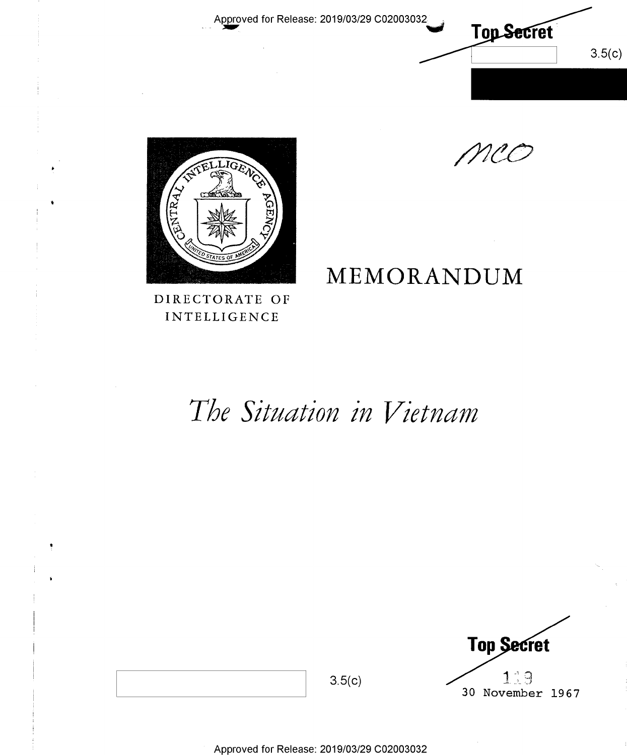Approved for Release: 2019/03/29 C02003032

Top Secret

3.5(c)

mco

DIRECTORATE OF INTELLIGENCE

# MEMORANDUM

# *The Situation in Vietnam*

Top Secret

3.5(c)

119

30 November 1967

Approved for Release: 2019/03/29 C02003032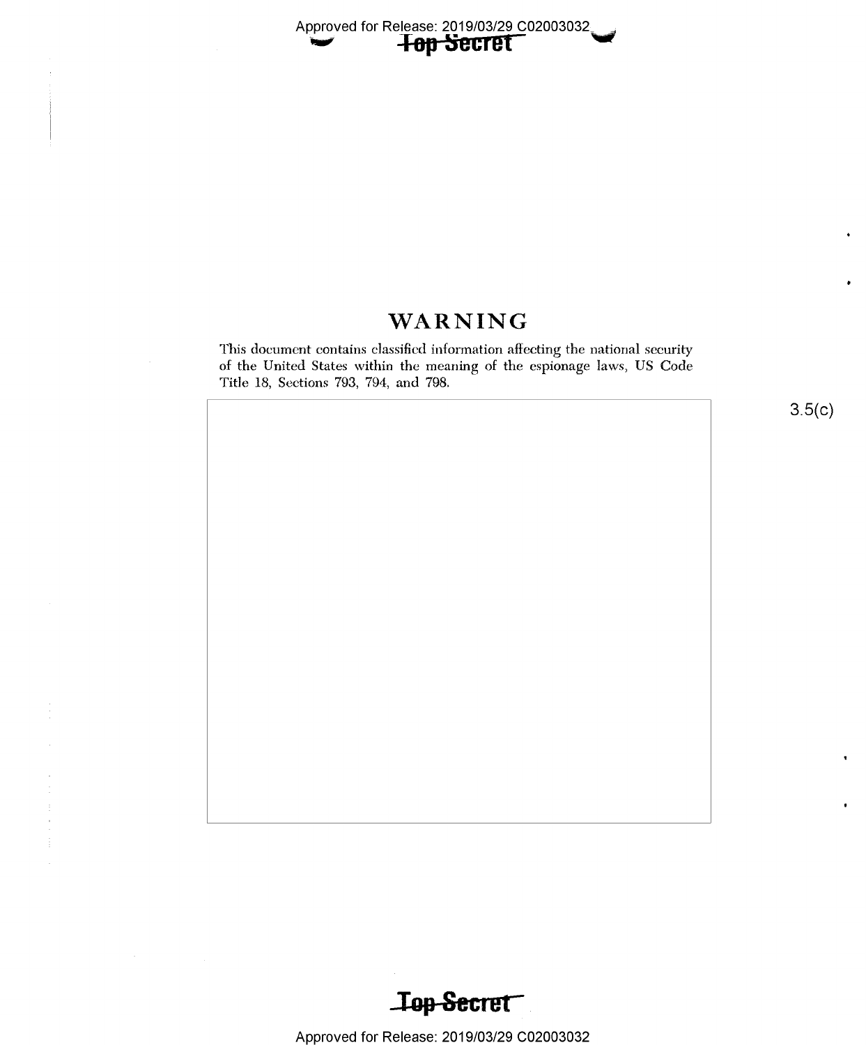# WARNING

This document contains classified information affecting the national security of the United States within the meaning of the espionage laws, US Code Title 18, Sections 793, 794, and 798.

3.5(c)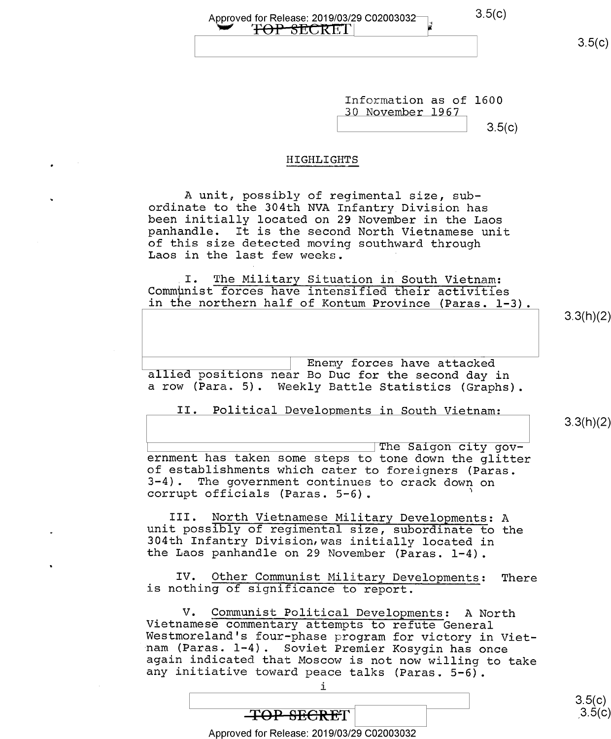Information as of 1600
30 November 1967

## HIGHLIGHTS

A unit, possibly of regimental size, subordinate to the 304th NVA Infantry Division has been initially located on 29 November in the Laos panhandle. It is the second North Vietnamese unit of this size detected moving southward through Laos in the last few weeks.

I. The Military Situation in South Vietnam: Communist forces have intensified their activities in the northern half of Kontum Province (Paras. 1-3).

Enemy forces have attacked allied positions near Bo Duc for the second day in a row (Para. 5). Weekly Battle Statistics (Graphs).

II. Political Developments in South Vietnam:

The Saigon city government has taken some steps to tone down the glitter of establishments which cater to foreigners (Paras. 3-4). The government continues to crack down on corrupt officials (Paras. 5-6).

III. North Vietnamese Military Developments: A unit possibly of regimental size, subordinate to the 304th Infantry Division, was initially located in the Laos panhandle on 29 November (Paras. 1-4).

IV. Other Communist Military Developments: There is nothing of significance to report.

V. Communist Political Developments: A North Vietnamese commentary attempts to refute General Westmoreland's four-phase program for victory in Vietnam (Paras. 1-4). Soviet Premier Kosygin has once again indicated that Moscow is not now willing to take any initiative toward peace talks (Paras. 5-6).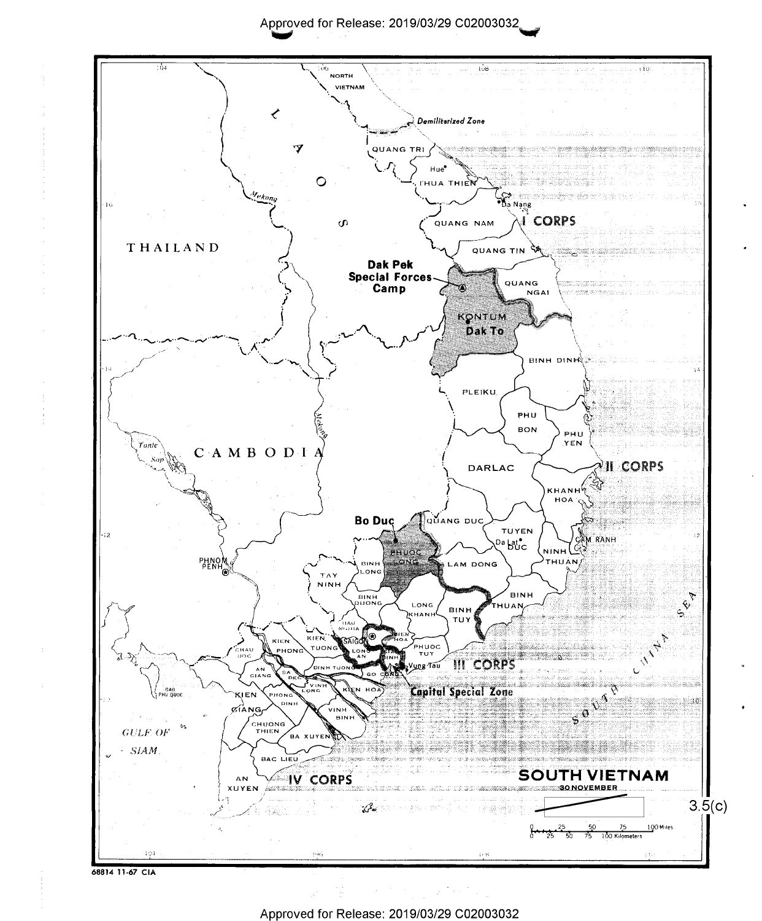# SOUTH VIETNAM

30 NOVEMBER

NORTH VIETNAM

Demilitarized Zone

LAOS

THAILAND

CAMBODIA

QUANG TRI

Hue

THUA THIEN

Da Nang

QUANG NAM

I CORPS

QUANG TIN

Dak Pek Special Forces Camp

QUANG NGAI

KONTUM

Dak To

BINH DINH

PLEIKU

PHU BON

PHU YEN

DARLAC

II CORPS

KHANH HOA

Bo Duc

QUANG DUC

TUYEN DUC

Da Lat

CAM RANH

NINH THUAN

PHUOC LONG

LAM DONG

BINH LONG

TAY NINH

BINH DUONG

LONG KHANH

BINH TUY

BINH THUAN

HAU NGHIA

BIEN HOA

SAIGON

LONG AN

PHUOC TUY

GIA DINH

Vung Tau

III CORPS

Capital Special Zone

KIEN PHONG

KIEN TUONG

CHAU DOC

AN GIANG

SA DEC

DINH TUONG

GO CONG

VINH LONG

KIEN HOA

KIEN GIANG

PHONG DINH

VINH BINH

CHUONG THIEN

BA XUYEN

BAC LIEU

AN XUYEN

IV CORPS

PHNOM PENH

Tonle Sap

Mekong

DAO PHU QUOC

GULF OF SIAM

SOUTH CHINA SEA

3.5(c)

0 25 50 75 100 Miles

0 25 50 75 100 Kilometers

68814 11-67 CIA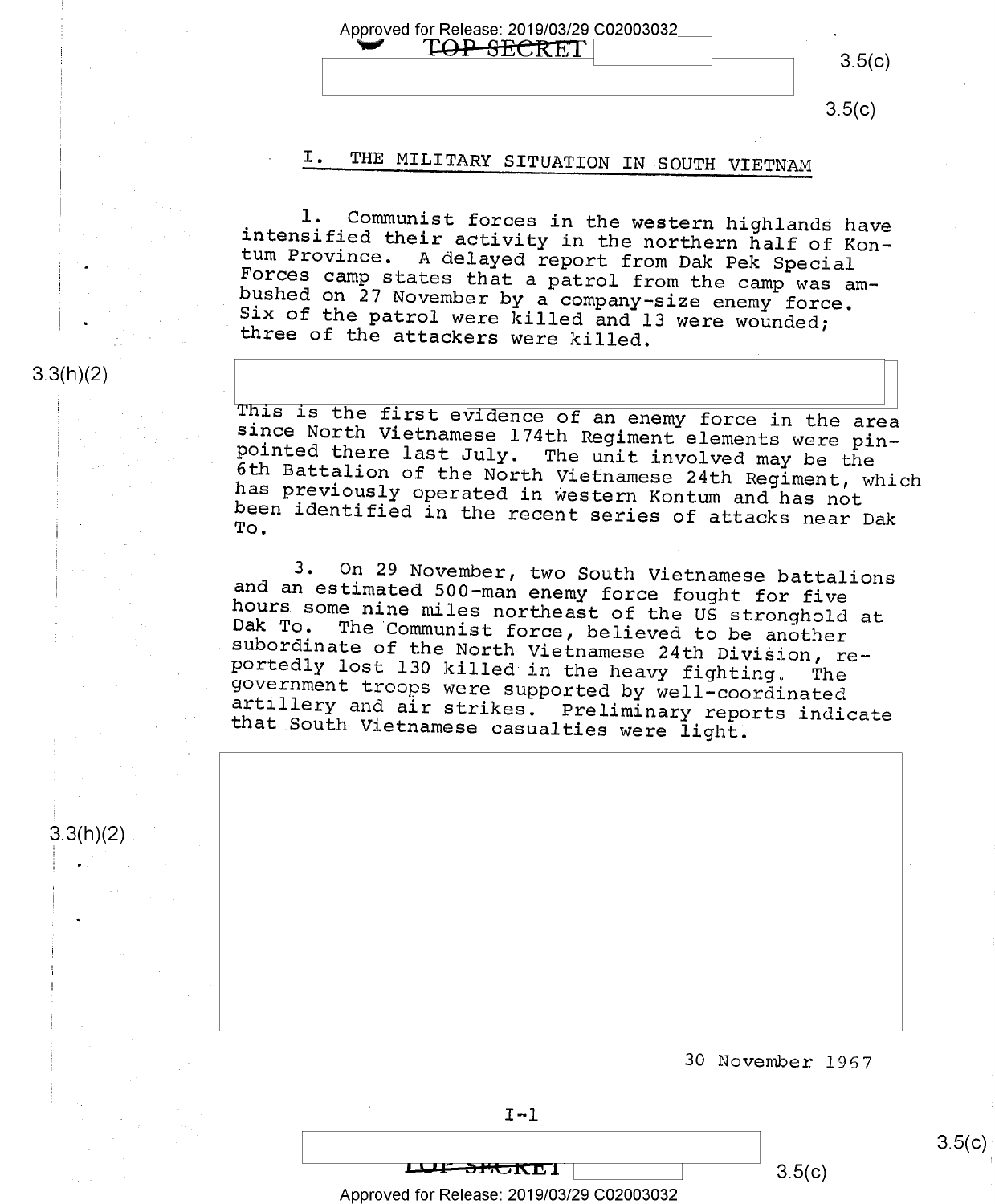# I. THE MILITARY SITUATION IN SOUTH VIETNAM

1. Communist forces in the western highlands have intensified their activity in the northern half of Kontum Province. A delayed report from Dak Pek Special Forces camp states that a patrol from the camp was ambushed on 27 November by a company-size enemy force. Six of the patrol were killed and 13 were wounded; three of the attackers were killed.

This is the first evidence of an enemy force in the area since North Vietnamese 174th Regiment elements were pinpointed there last July. The unit involved may be the 6th Battalion of the North Vietnamese 24th Regiment, which has previously operated in western Kontum and has not been identified in the recent series of attacks near Dak To.

3. On 29 November, two South Vietnamese battalions and an estimated 500-man enemy force fought for five hours some nine miles northeast of the US stronghold at Dak To. The Communist force, believed to be another subordinate of the North Vietnamese 24th Division, reportedly lost 130 killed in the heavy fighting. The government troops were supported by well-coordinated artillery and air strikes. Preliminary reports indicate that South Vietnamese casualties were light.

30 November 1967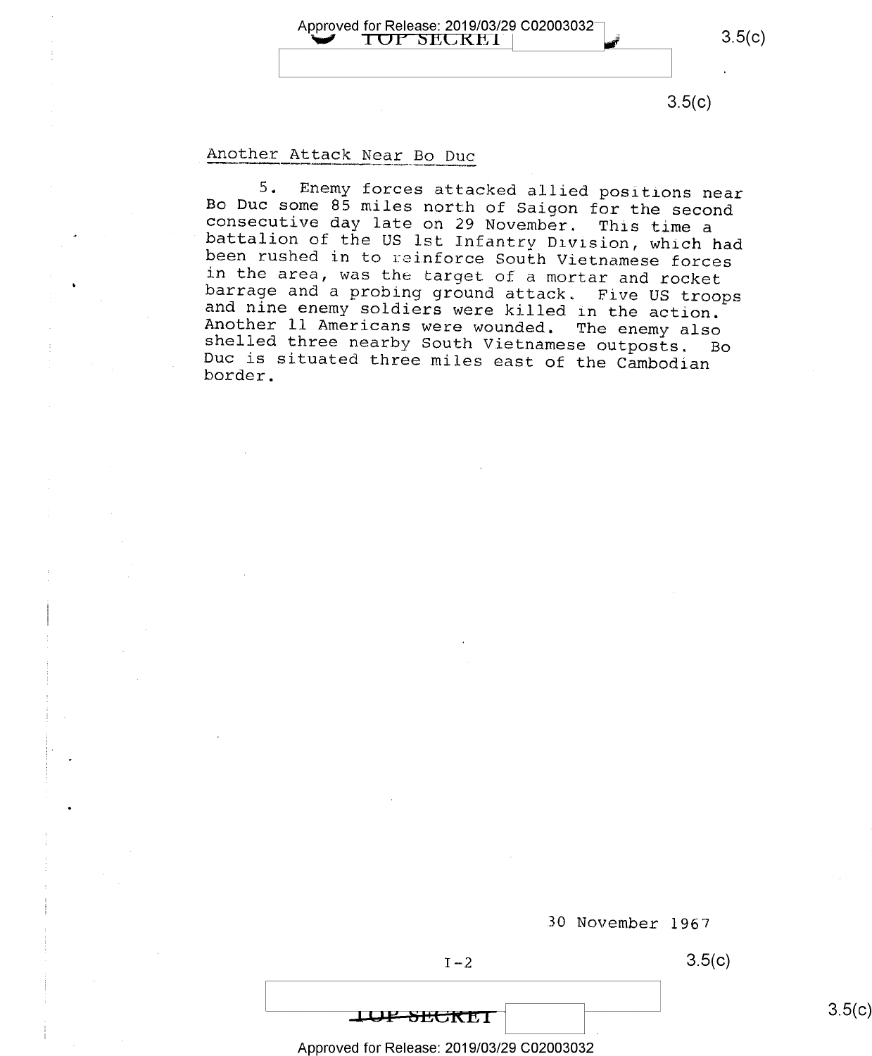## Another Attack Near Bo Duc

5. Enemy forces attacked allied positions near Bo Duc some 85 miles north of Saigon for the second consecutive day late on 29 November. This time a battalion of the US 1st Infantry Division, which had been rushed in to reinforce South Vietnamese forces in the area, was the target of a mortar and rocket barrage and a probing ground attack. Five US troops and nine enemy soldiers were killed in the action. Another 11 Americans were wounded. The enemy also shelled three nearby South Vietnamese outposts. Bo Duc is situated three miles east of the Cambodian border.

30 November 1967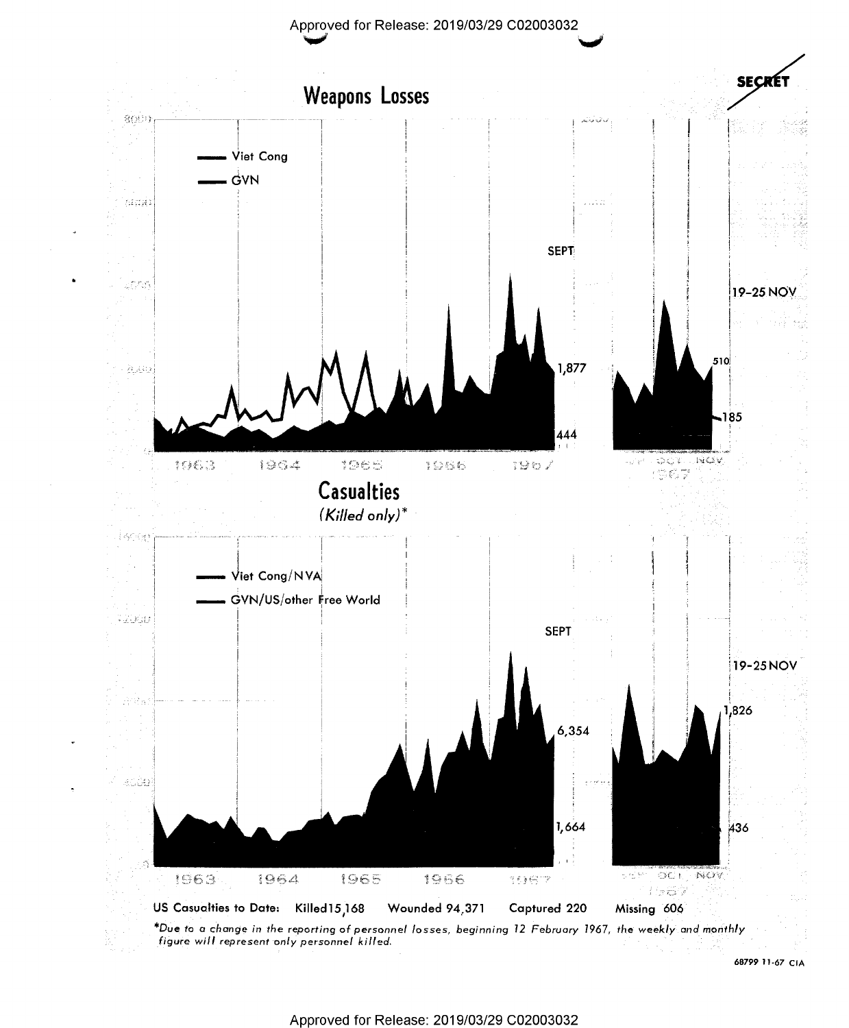SECRET

## Weapons Losses

Viet Cong

GVN

SEPT

1,877

444

19-25 NOV

510

185

1963 1964 1965 1966 1967

SEPT OCT NOV 1967

## Casualties

*(Killed only)**

Viet Cong/NVA

GVN/US/other Free World

SEPT

6,354

1,664

19-25 NOV

1,826

436

1963 1964 1965 1966 1967

SEPT OCT NOV 1967

**US Casualties to Date: Killed 15,168 Wounded 94,371 Captured 220 Missing 606**

**Due to a change in the reporting of personnel losses, beginning 12 February 1967, the weekly and monthly figure will represent only personnel killed.*

68799 11-67 CIA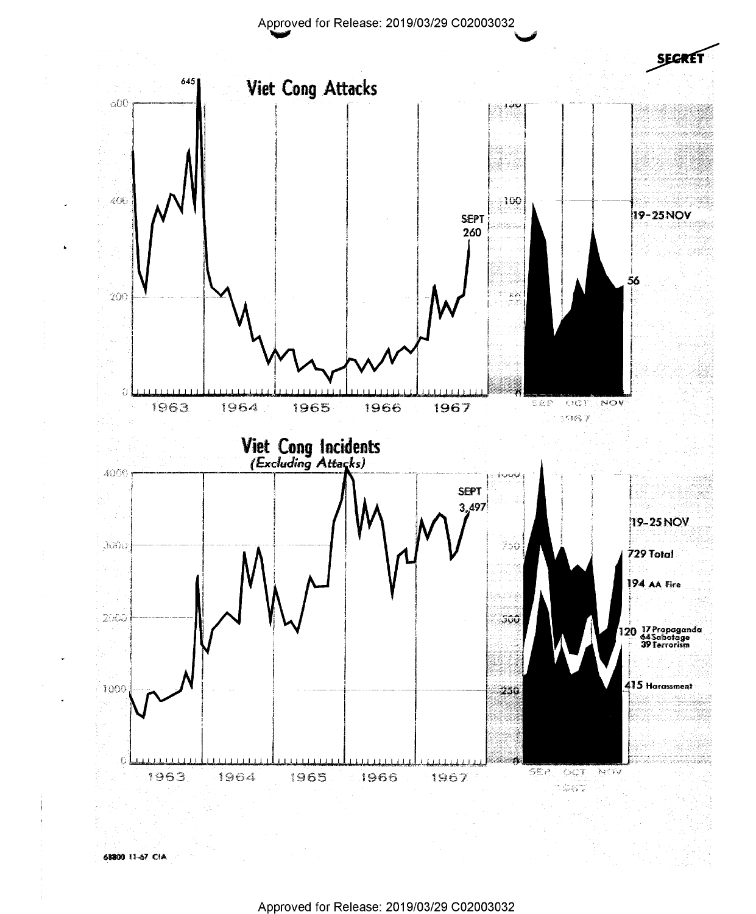SECRET

# Viet Cong Attacks

645

SEPT 260

19-25 NOV

56

1963 1964 1965 1966 1967

SEP OCT NOV 1967

# Viet Cong Incidents

*(Excluding Attacks)*

SEPT 3,497

19-25 NOV

729 Total

194 AA Fire

120 17 Propaganda 64 Sabotage 39 Terrorism

415 Harassment

1963 1964 1965 1966 1967

SEP OCT NOV 1967

68800 11-67 CIA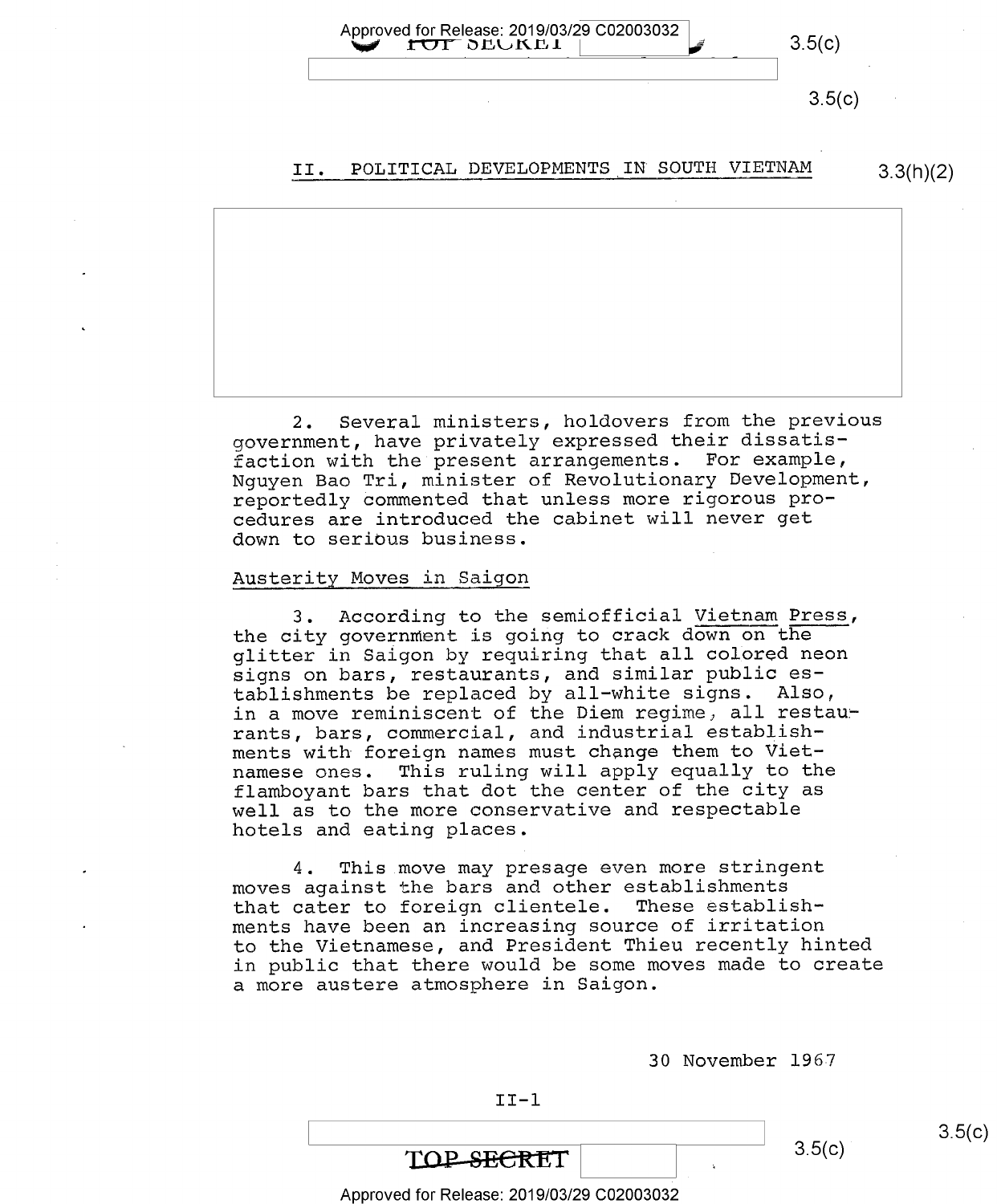## II. POLITICAL DEVELOPMENTS IN SOUTH VIETNAM

2. Several ministers, holdovers from the previous government, have privately expressed their dissatisfaction with the present arrangements. For example, Nguyen Bao Tri, minister of Revolutionary Development, reportedly commented that unless more rigorous procedures are introduced the cabinet will never get down to serious business.

### Austerity Moves in Saigon

3. According to the semiofficial Vietnam Press, the city government is going to crack down on the glitter in Saigon by requiring that all colored neon signs on bars, restaurants, and similar public establishments be replaced by all-white signs. Also, in a move reminiscent of the Diem regime, all restaurants, bars, commercial, and industrial establishments with foreign names must change them to Vietnamese ones. This ruling will apply equally to the flamboyant bars that dot the center of the city as well as to the more conservative and respectable hotels and eating places.

4. This move may presage even more stringent moves against the bars and other establishments that cater to foreign clientele. These establishments have been an increasing source of irritation to the Vietnamese, and President Thieu recently hinted in public that there would be some moves made to create a more austere atmosphere in Saigon.

30 November 1967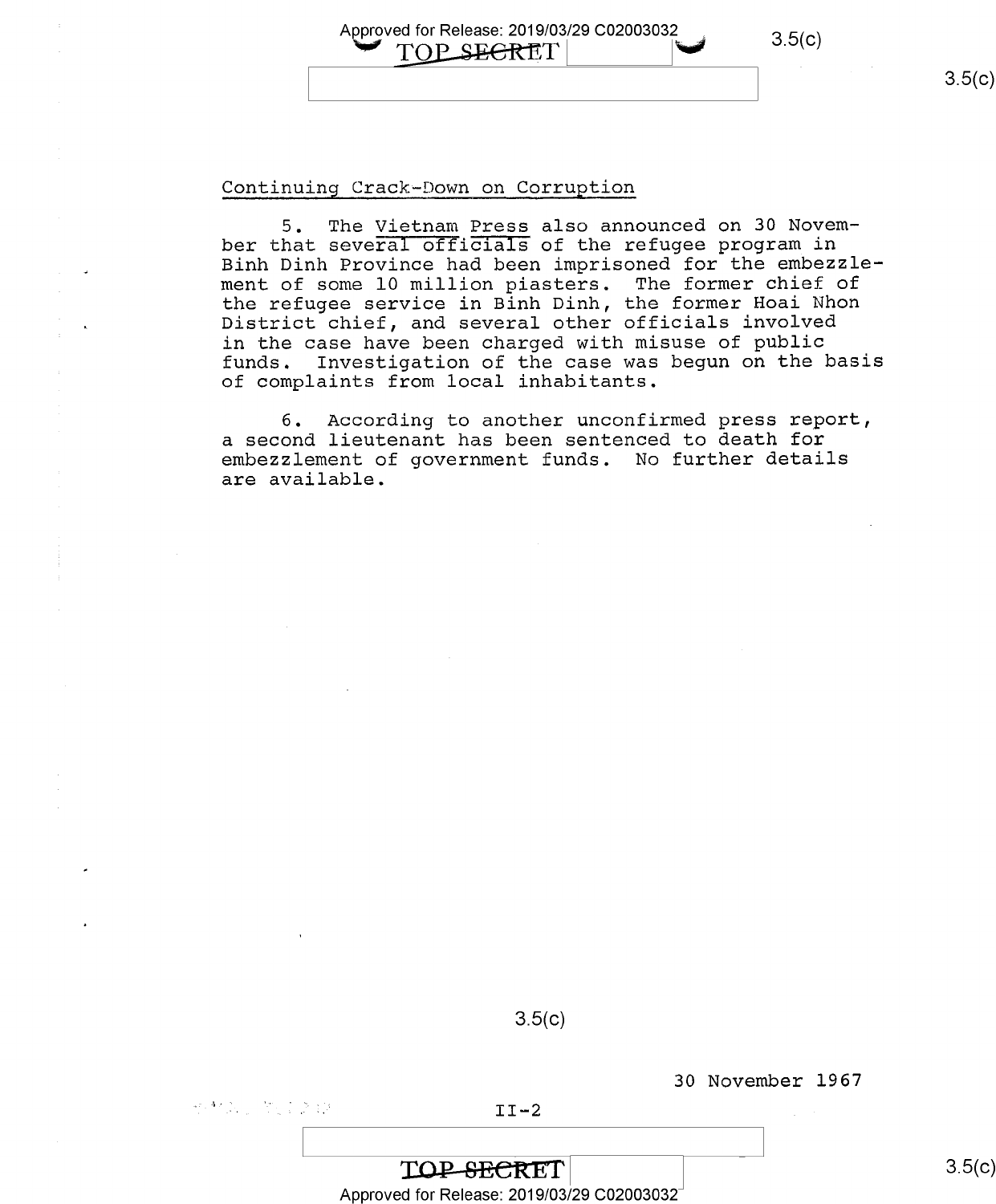## Continuing Crack-Down on Corruption

5. The *Vietnam Press* also announced on 30 November that several officials of the refugee program in Binh Dinh Province had been imprisoned for the embezzlement of some 10 million piasters. The former chief of the refugee service in Binh Dinh, the former Hoai Nhon District chief, and several other officials involved in the case have been charged with misuse of public funds. Investigation of the case was begun on the basis of complaints from local inhabitants.

6. According to another unconfirmed press report, a second lieutenant has been sentenced to death for embezzlement of government funds. No further details are available.

30 November 1967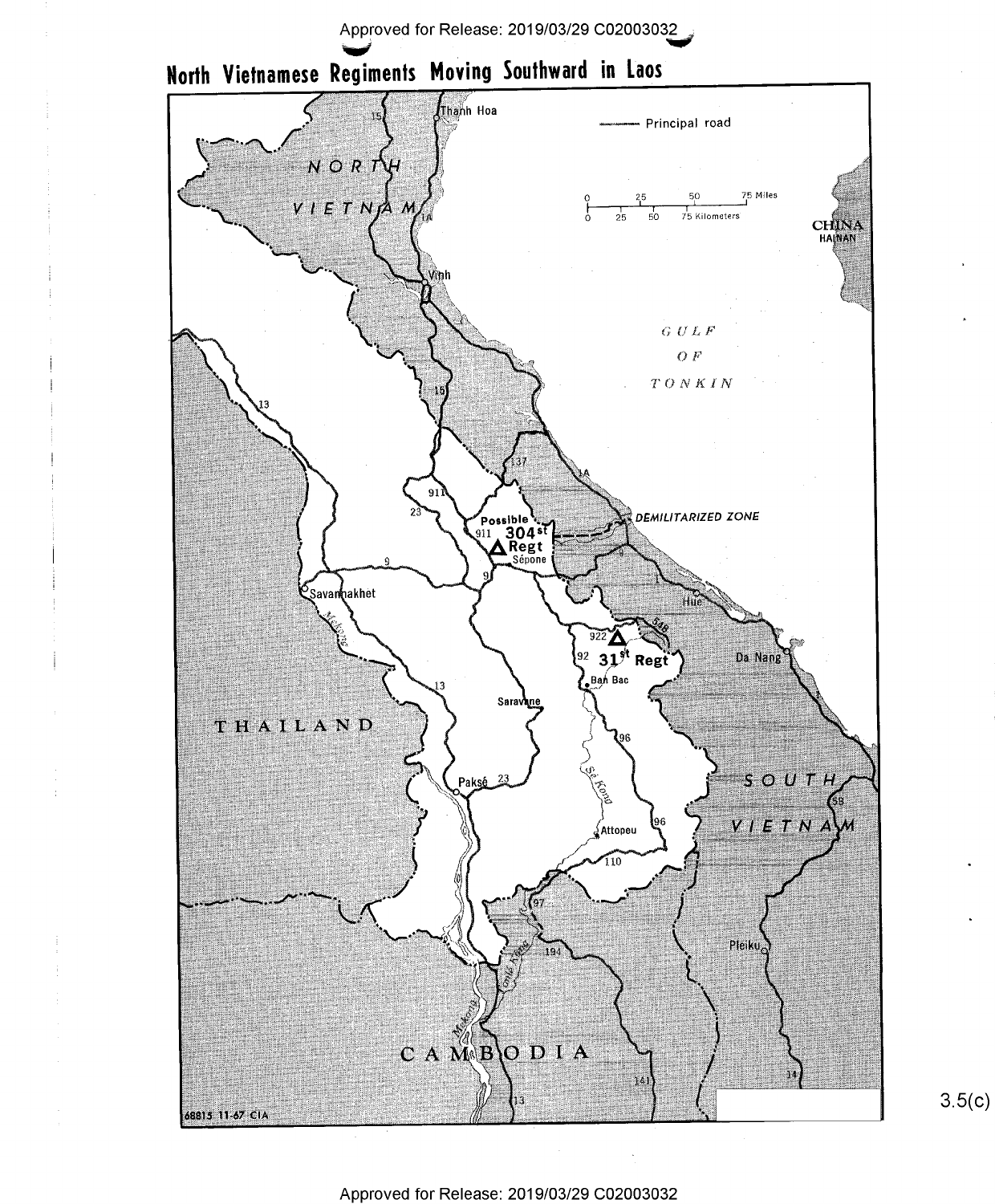# North Vietnamese Regiments Moving Southward in Laos

68815 11-67 CIA

3.5(c)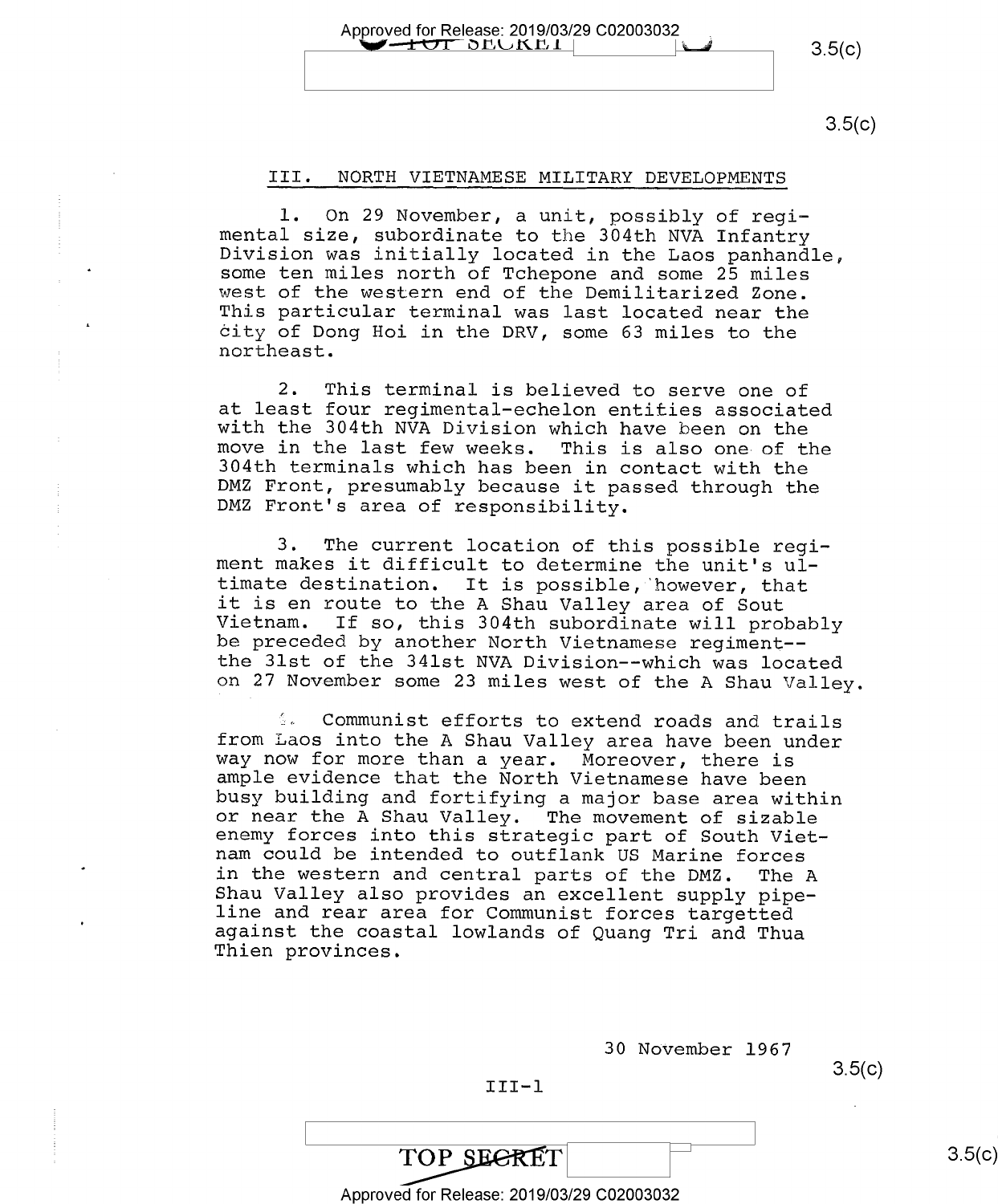## III. NORTH VIETNAMESE MILITARY DEVELOPMENTS

1. On 29 November, a unit, possibly of regimental size, subordinate to the 304th NVA Infantry Division was initially located in the Laos panhandle, some ten miles north of Tchepone and some 25 miles west of the western end of the Demilitarized Zone. This particular terminal was last located near the city of Dong Hoi in the DRV, some 63 miles to the northeast.

2. This terminal is believed to serve one of at least four regimental-echelon entities associated with the 304th NVA Division which have been on the move in the last few weeks. This is also one of the 304th terminals which has been in contact with the DMZ Front, presumably because it passed through the DMZ Front's area of responsibility.

3. The current location of this possible regiment makes it difficult to determine the unit's ultimate destination. It is possible, however, that it is en route to the A Shau Valley area of Sout Vietnam. If so, this 304th subordinate will probably be preceded by another North Vietnamese regiment--the 31st of the 341st NVA Division--which was located on 27 November some 23 miles west of the A Shau Valley.

4. Communist efforts to extend roads and trails from Laos into the A Shau Valley area have been under way now for more than a year. Moreover, there is ample evidence that the North Vietnamese have been busy building and fortifying a major base area within or near the A Shau Valley. The movement of sizable enemy forces into this strategic part of South Vietnam could be intended to outflank US Marine forces in the western and central parts of the DMZ. The A Shau Valley also provides an excellent supply pipeline and rear area for Communist forces targetted against the coastal lowlands of Quang Tri and Thua Thien provinces.

30 November 1967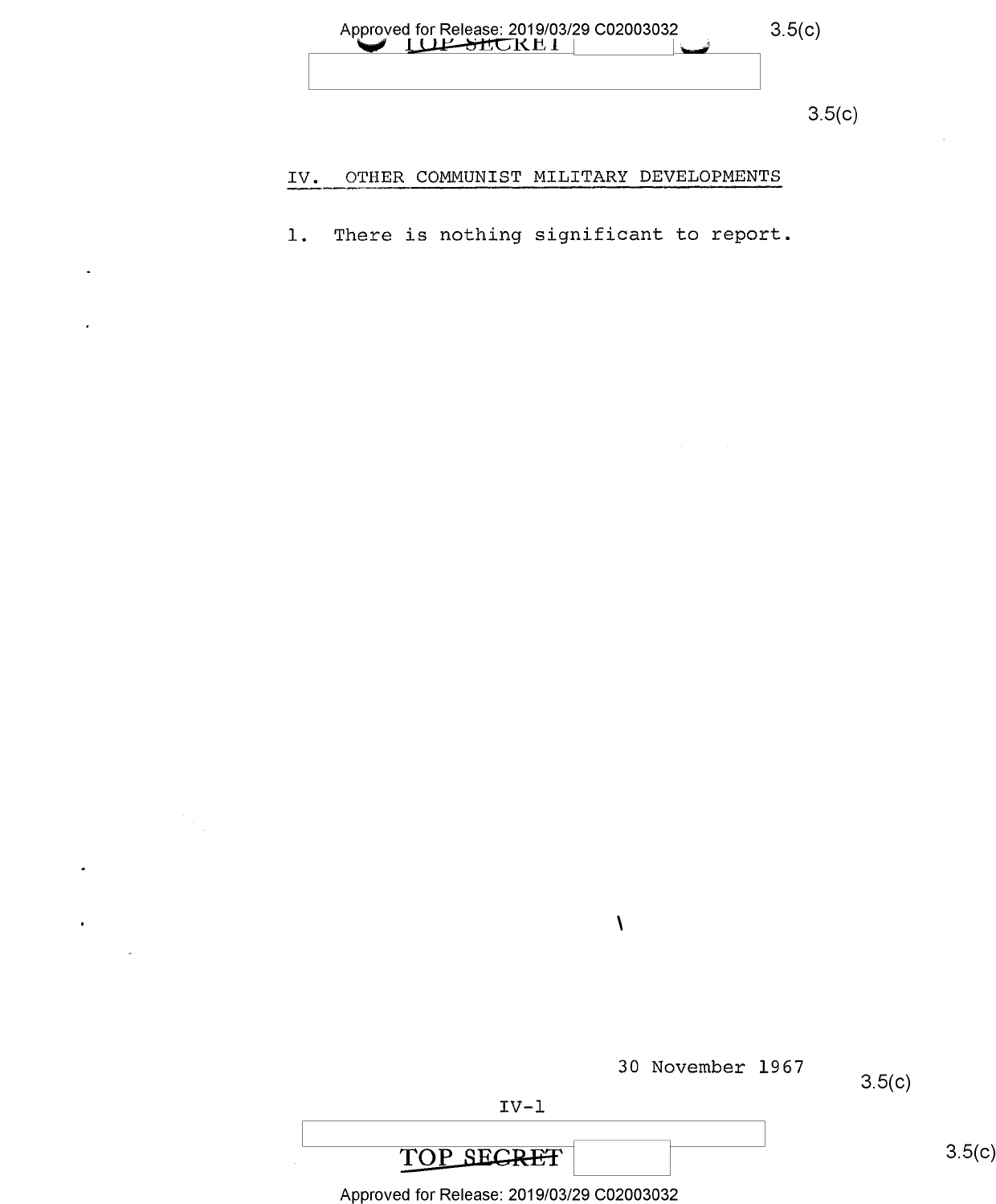## IV. OTHER COMMUNIST MILITARY DEVELOPMENTS

1. There is nothing significant to report.

30 November 1967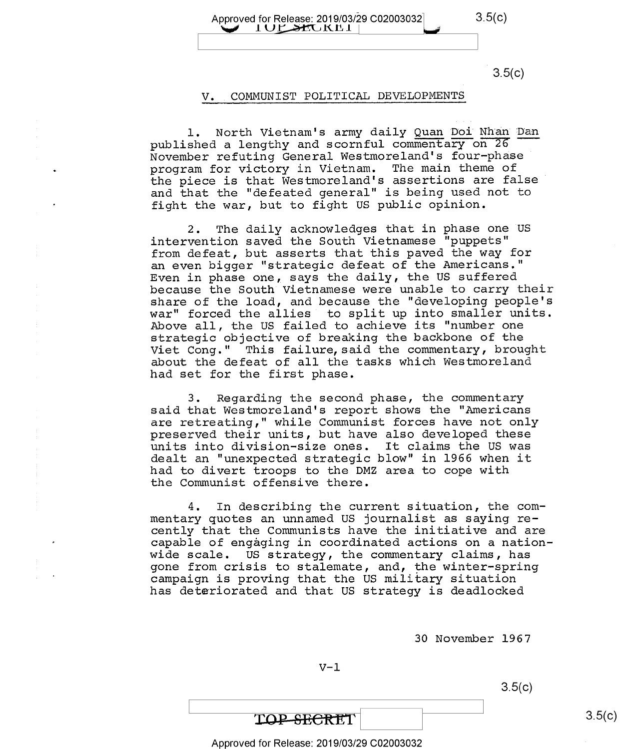## V. COMMUNIST POLITICAL DEVELOPMENTS

1. North Vietnam's army daily *Quan Doi Nhan Dan* published a lengthy and scornful commentary on 26 November refuting General Westmoreland's four-phase program for victory in Vietnam. The main theme of the piece is that Westmoreland's assertions are false and that the "defeated general" is being used not to fight the war, but to fight US public opinion.

2. The daily acknowledges that in phase one US intervention saved the South Vietnamese "puppets" from defeat, but asserts that this paved the way for an even bigger "strategic defeat of the Americans." Even in phase one, says the daily, the US suffered because the South Vietnamese were unable to carry their share of the load, and because the "developing people's war" forced the allies to split up into smaller units. Above all, the US failed to achieve its "number one strategic objective of breaking the backbone of the Viet Cong." This failure, said the commentary, brought about the defeat of all the tasks which Westmoreland had set for the first phase.

3. Regarding the second phase, the commentary said that Westmoreland's report shows the "Americans are retreating," while Communist forces have not only preserved their units, but have also developed these units into division-size ones. It claims the US was dealt an "unexpected strategic blow" in 1966 when it had to divert troops to the DMZ area to cope with the Communist offensive there.

4. In describing the current situation, the commentary quotes an unnamed US journalist as saying recently that the Communists have the initiative and are capable of engaging in coordinated actions on a nationwide scale. US strategy, the commentary claims, has gone from crisis to stalemate, and, the winter-spring campaign is proving that the US military situation has deteriorated and that US strategy is deadlocked

30 November 1967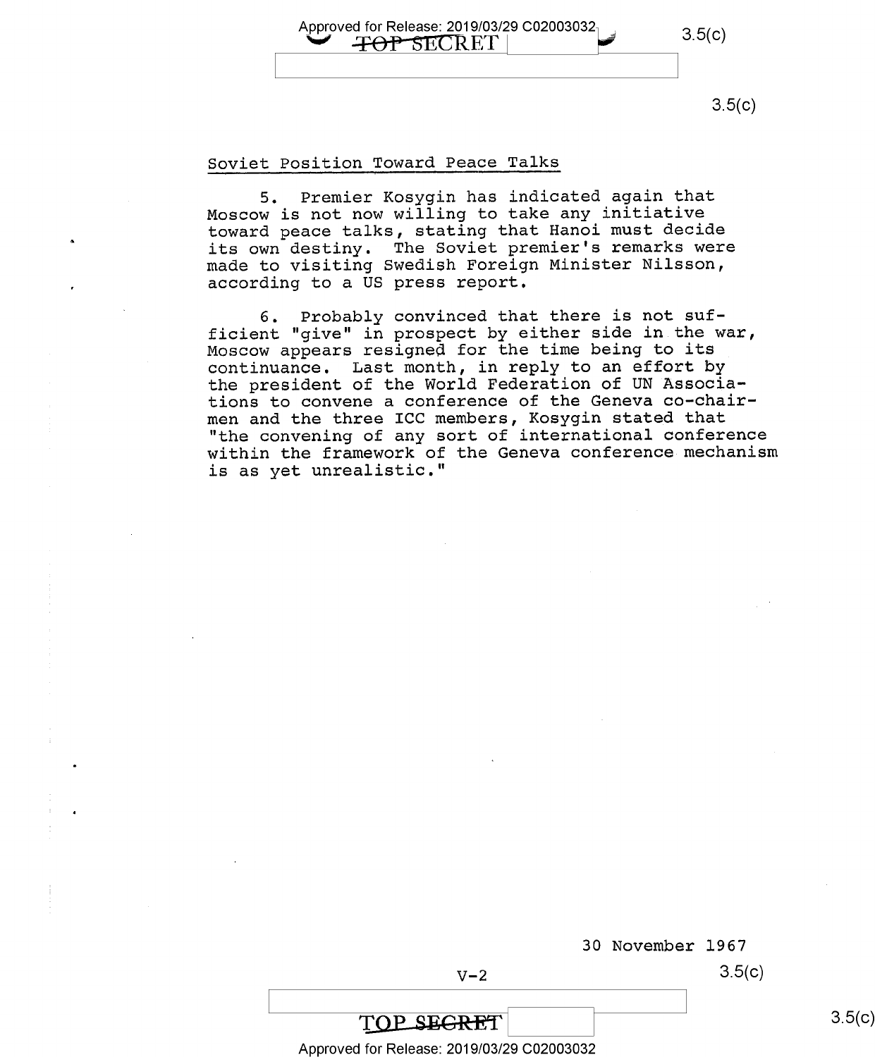## Soviet Position Toward Peace Talks

5. Premier Kosygin has indicated again that Moscow is not now willing to take any initiative toward peace talks, stating that Hanoi must decide its own destiny. The Soviet premier's remarks were made to visiting Swedish Foreign Minister Nilsson, according to a US press report.

6. Probably convinced that there is not sufficient "give" in prospect by either side in the war, Moscow appears resigned for the time being to its continuance. Last month, in reply to an effort by the president of the World Federation of UN Associations to convene a conference of the Geneva co-chairmen and the three ICC members, Kosygin stated that "the convening of any sort of international conference within the framework of the Geneva conference mechanism is as yet unrealistic."

30 November 1967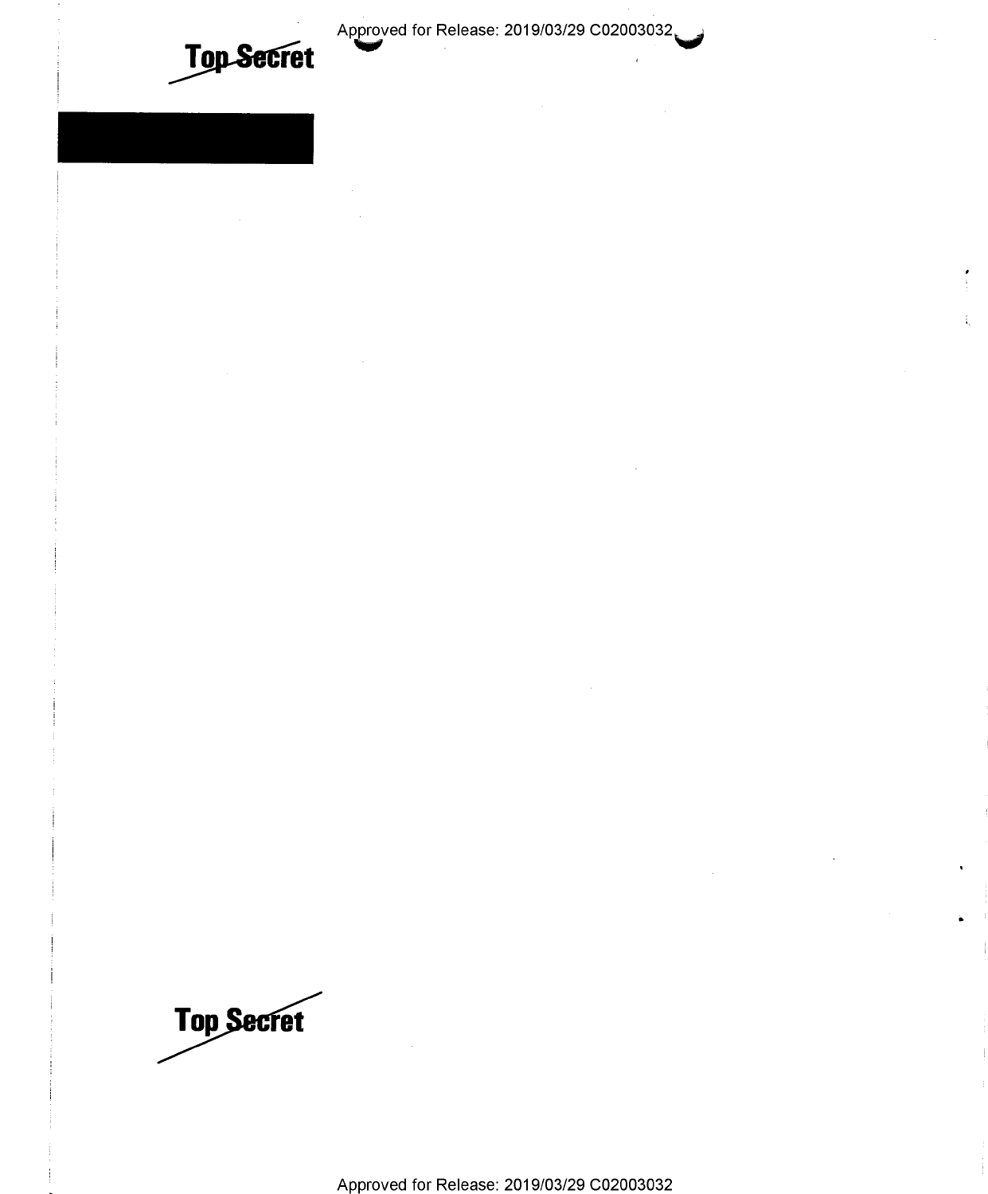Top Secret

Top Secret